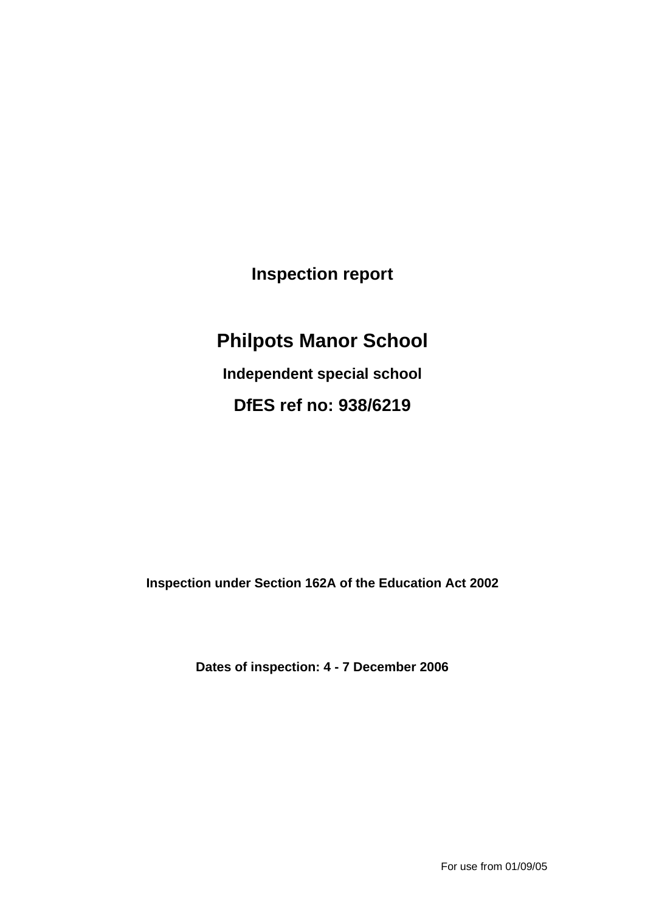# Inspection report

# Philpots Manor School

**Independent special school**

## DfES ref no: 938/6219

**Inspection under Section 162A of the Education Act 2002**

**Dates of inspection: 4 - 7 December 2006**

For use from 01/09/05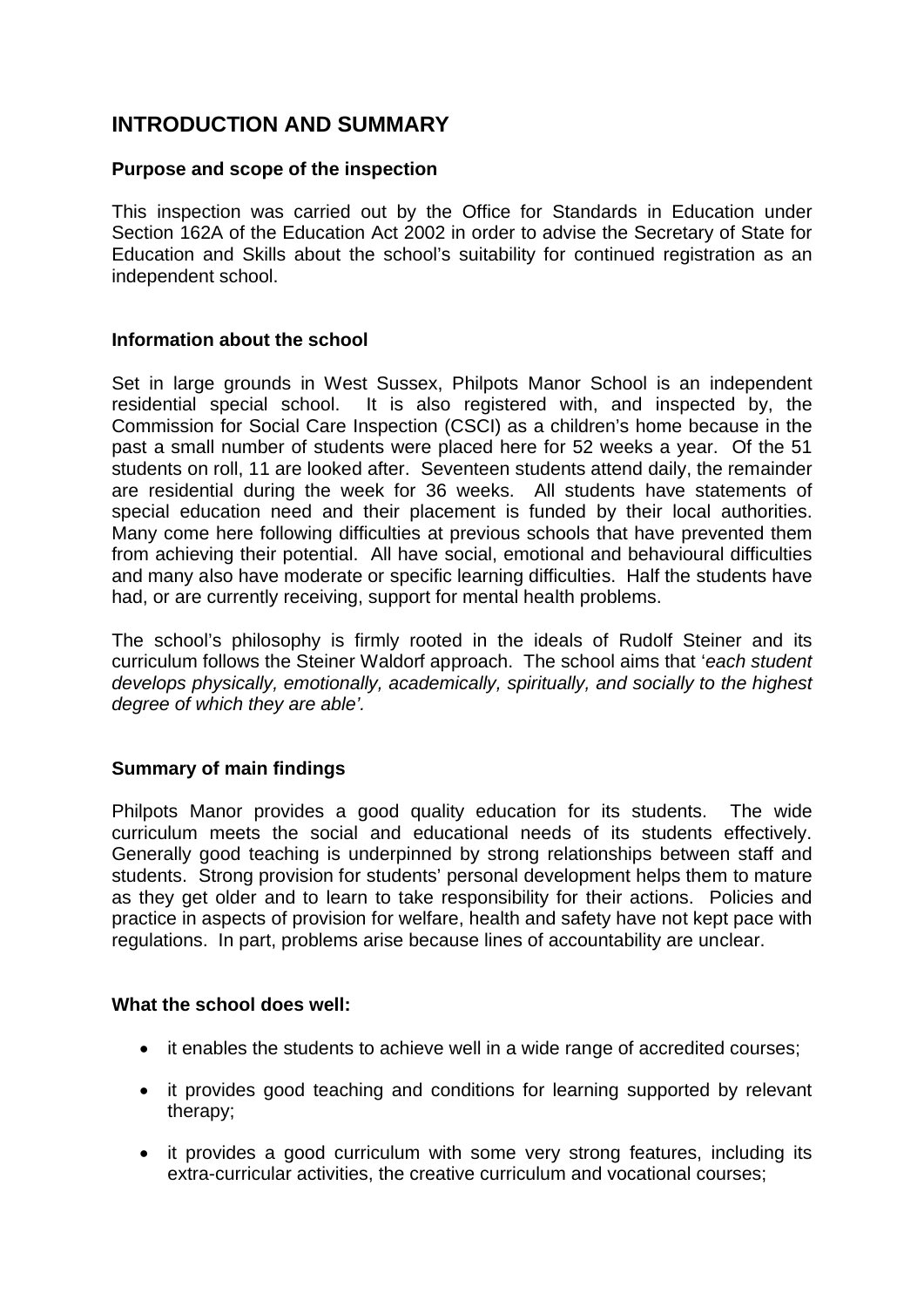# INTRODUCTION AND SUMMARY

### Purpose and scope of the inspection

This inspection was carried out by the Office for Standards in Education under Section 162A of the Education Act 2002 in order to advise the Secretary of State for Education and Skills about the school's suitability for continued registration as an independent school.

### Information about the school

Set in large grounds in West Sussex, Philpots Manor School is an independent residential special school. It is also registered with, and inspected by, the Commission for Social Care Inspection (CSCI) as a children's home because in the past a small number of students were placed here for 52 weeks a year. Of the 51 students on roll, 11 are looked after. Seventeen students attend daily, the remainder are residential during the week for 36 weeks. All students have statements of special education need and their placement is funded by their local authorities. Many come here following difficulties at previous schools that have prevented them from achieving their potential. All have social, emotional and behavioural difficulties and many also have moderate or specific learning difficulties. Half the students have had, or are currently receiving, support for mental health problems.

The school's philosophy is firmly rooted in the ideals of Rudolf Steiner and its curriculum follows the Steiner Waldorf approach. The school aims that '*each student develops physically, emotionally, academically, spiritually, and socially to the highest degree of which they are able'.*

### Summary of main findings

Philpots Manor provides a good quality education for its students. The wide curriculum meets the social and educational needs of its students effectively. Generally good teaching is underpinned by strong relationships between staff and students. Strong provision for students' personal development helps them to mature as they get older and to learn to take responsibility for their actions. Policies and practice in aspects of provision for welfare, health and safety have not kept pace with regulations. In part, problems arise because lines of accountability are unclear.

### What the school does well:

- it enables the students to achieve well in a wide range of accredited courses;
- it provides good teaching and conditions for learning supported by relevant therapy;
- it provides a good curriculum with some very strong features, including its extra-curricular activities, the creative curriculum and vocational courses;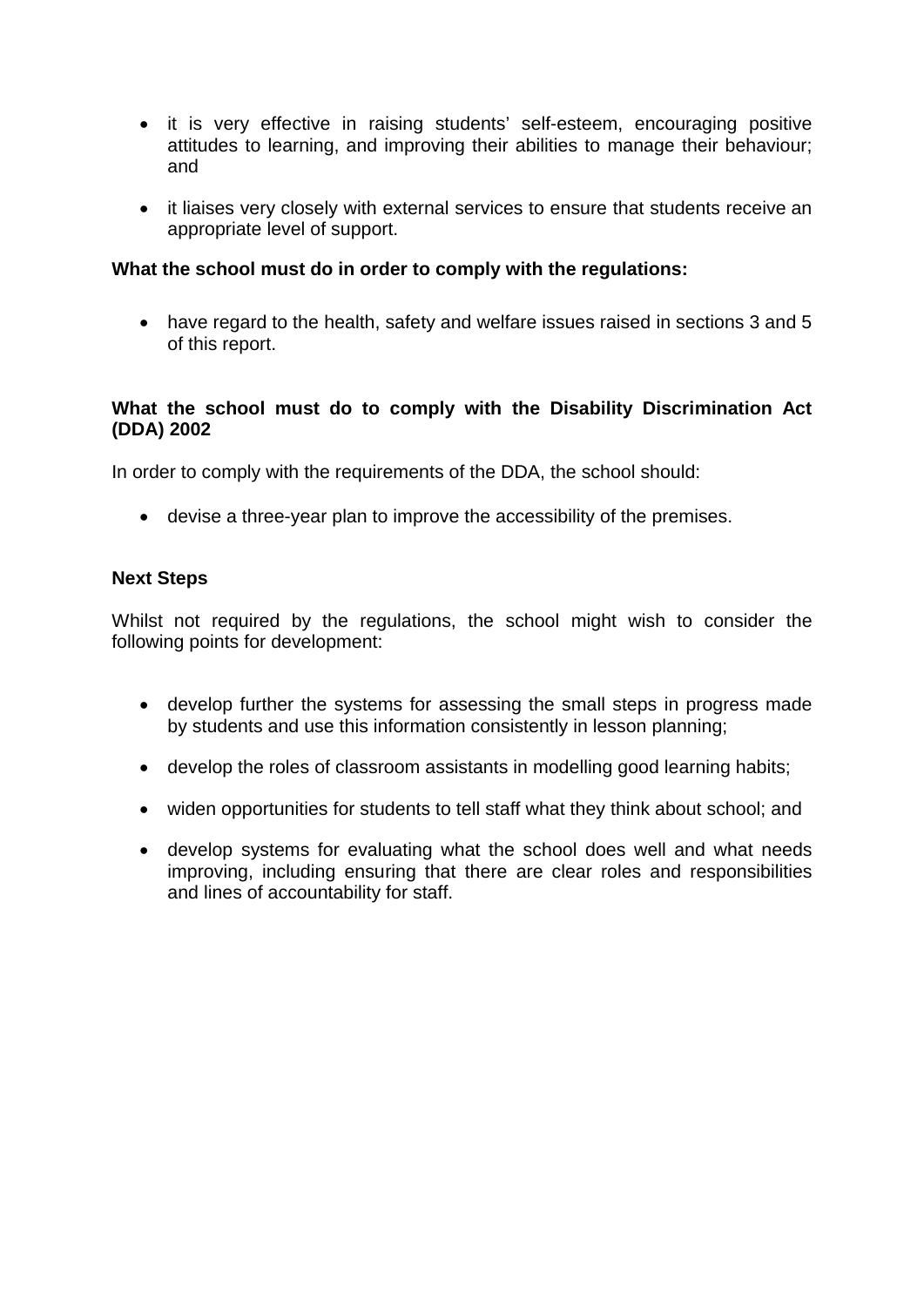- it is very effective in raising students' self-esteem, encouraging positive attitudes to learning, and improving their abilities to manage their behaviour; and

- it liaises very closely with external services to ensure that students receive an appropriate level of support.

**What the school must do in order to comply with the regulations:**

- have regard to the health, safety and welfare issues raised in sections 3 and 5 of this report.

**What the school must do to comply with the Disability Discrimination Act (DDA) 2002**

In order to comply with the requirements of the DDA, the school should:

- devise a three-year plan to improve the accessibility of the premises.

**Next Steps**

Whilst not required by the regulations, the school might wish to consider the following points for development:

- develop further the systems for assessing the small steps in progress made by students and use this information consistently in lesson planning;

- develop the roles of classroom assistants in modelling good learning habits;

- widen opportunities for students to tell staff what they think about school; and

- develop systems for evaluating what the school does well and what needs improving, including ensuring that there are clear roles and responsibilities and lines of accountability for staff.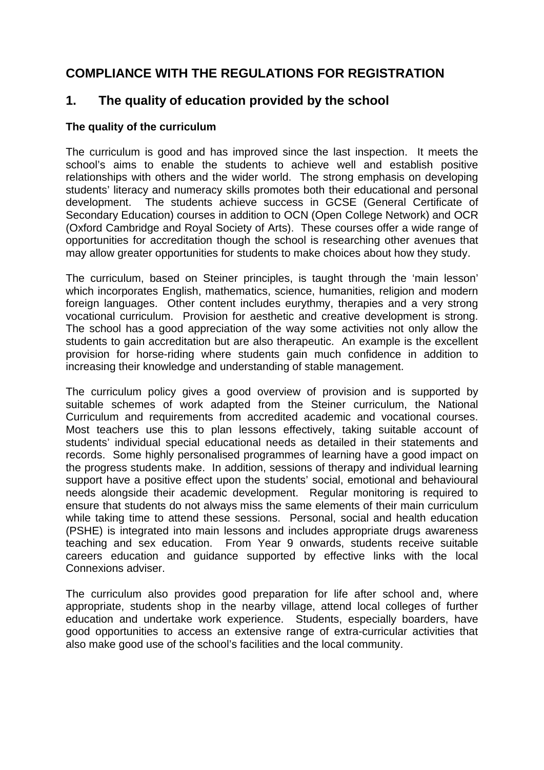## COMPLIANCE WITH THE REGULATIONS FOR REGISTRATION

## 1. The quality of education provided by the school

### The quality of the curriculum

The curriculum is good and has improved since the last inspection. It meets the school's aims to enable the students to achieve well and establish positive relationships with others and the wider world. The strong emphasis on developing students' literacy and numeracy skills promotes both their educational and personal development. The students achieve success in GCSE (General Certificate of Secondary Education) courses in addition to OCN (Open College Network) and OCR (Oxford Cambridge and Royal Society of Arts). These courses offer a wide range of opportunities for accreditation though the school is researching other avenues that may allow greater opportunities for students to make choices about how they study.

The curriculum, based on Steiner principles, is taught through the 'main lesson' which incorporates English, mathematics, science, humanities, religion and modern foreign languages. Other content includes eurythmy, therapies and a very strong vocational curriculum. Provision for aesthetic and creative development is strong. The school has a good appreciation of the way some activities not only allow the students to gain accreditation but are also therapeutic. An example is the excellent provision for horse-riding where students gain much confidence in addition to increasing their knowledge and understanding of stable management.

The curriculum policy gives a good overview of provision and is supported by suitable schemes of work adapted from the Steiner curriculum, the National Curriculum and requirements from accredited academic and vocational courses. Most teachers use this to plan lessons effectively, taking suitable account of students' individual special educational needs as detailed in their statements and records. Some highly personalised programmes of learning have a good impact on the progress students make. In addition, sessions of therapy and individual learning support have a positive effect upon the students' social, emotional and behavioural needs alongside their academic development. Regular monitoring is required to ensure that students do not always miss the same elements of their main curriculum while taking time to attend these sessions. Personal, social and health education (PSHE) is integrated into main lessons and includes appropriate drugs awareness teaching and sex education. From Year 9 onwards, students receive suitable careers education and guidance supported by effective links with the local Connexions adviser.

The curriculum also provides good preparation for life after school and, where appropriate, students shop in the nearby village, attend local colleges of further education and undertake work experience. Students, especially boarders, have good opportunities to access an extensive range of extra-curricular activities that also make good use of the school's facilities and the local community.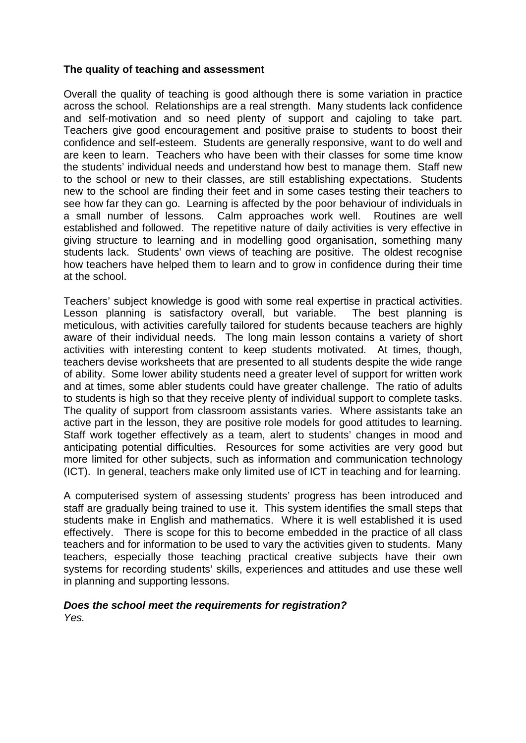**The quality of teaching and assessment**

Overall the quality of teaching is good although there is some variation in practice across the school. Relationships are a real strength. Many students lack confidence and self-motivation and so need plenty of support and cajoling to take part. Teachers give good encouragement and positive praise to students to boost their confidence and self-esteem. Students are generally responsive, want to do well and are keen to learn. Teachers who have been with their classes for some time know the students' individual needs and understand how best to manage them. Staff new to the school or new to their classes, are still establishing expectations. Students new to the school are finding their feet and in some cases testing their teachers to see how far they can go. Learning is affected by the poor behaviour of individuals in a small number of lessons. Calm approaches work well. Routines are well established and followed. The repetitive nature of daily activities is very effective in giving structure to learning and in modelling good organisation, something many students lack. Students' own views of teaching are positive. The oldest recognise how teachers have helped them to learn and to grow in confidence during their time at the school.

Teachers' subject knowledge is good with some real expertise in practical activities. Lesson planning is satisfactory overall, but variable. The best planning is meticulous, with activities carefully tailored for students because teachers are highly aware of their individual needs. The long main lesson contains a variety of short activities with interesting content to keep students motivated. At times, though, teachers devise worksheets that are presented to all students despite the wide range of ability. Some lower ability students need a greater level of support for written work and at times, some abler students could have greater challenge. The ratio of adults to students is high so that they receive plenty of individual support to complete tasks. The quality of support from classroom assistants varies. Where assistants take an active part in the lesson, they are positive role models for good attitudes to learning. Staff work together effectively as a team, alert to students' changes in mood and anticipating potential difficulties. Resources for some activities are very good but more limited for other subjects, such as information and communication technology (ICT). In general, teachers make only limited use of ICT in teaching and for learning.

A computerised system of assessing students' progress has been introduced and staff are gradually being trained to use it. This system identifies the small steps that students make in English and mathematics. Where it is well established it is used effectively. There is scope for this to become embedded in the practice of all class teachers and for information to be used to vary the activities given to students. Many teachers, especially those teaching practical creative subjects have their own systems for recording students' skills, experiences and attitudes and use these well in planning and supporting lessons.

***Does the school meet the requirements for registration?***
*Yes.*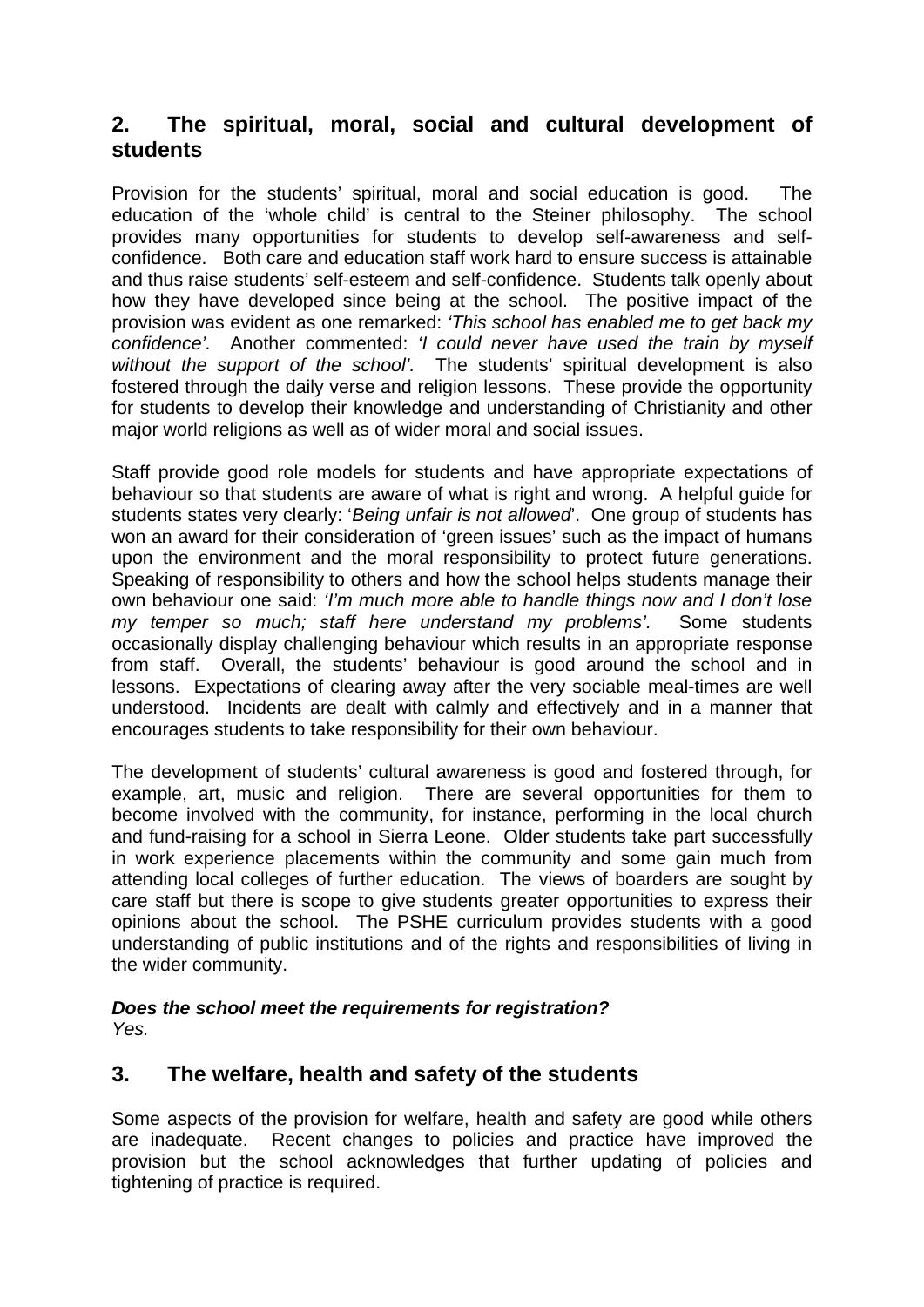## 2. The spiritual, moral, social and cultural development of students

Provision for the students' spiritual, moral and social education is good. The education of the 'whole child' is central to the Steiner philosophy. The school provides many opportunities for students to develop self-awareness and self-confidence. Both care and education staff work hard to ensure success is attainable and thus raise students' self-esteem and self-confidence. Students talk openly about how they have developed since being at the school. The positive impact of the provision was evident as one remarked: *'This school has enabled me to get back my confidence'.* Another commented: *'I could never have used the train by myself without the support of the school'.* The students' spiritual development is also fostered through the daily verse and religion lessons. These provide the opportunity for students to develop their knowledge and understanding of Christianity and other major world religions as well as of wider moral and social issues.

Staff provide good role models for students and have appropriate expectations of behaviour so that students are aware of what is right and wrong. A helpful guide for students states very clearly: '*Being unfair is not allowed*'. One group of students has won an award for their consideration of 'green issues' such as the impact of humans upon the environment and the moral responsibility to protect future generations. Speaking of responsibility to others and how the school helps students manage their own behaviour one said: *'I'm much more able to handle things now and I don't lose my temper so much; staff here understand my problems'.* Some students occasionally display challenging behaviour which results in an appropriate response from staff. Overall, the students' behaviour is good around the school and in lessons. Expectations of clearing away after the very sociable meal-times are well understood. Incidents are dealt with calmly and effectively and in a manner that encourages students to take responsibility for their own behaviour.

The development of students' cultural awareness is good and fostered through, for example, art, music and religion. There are several opportunities for them to become involved with the community, for instance, performing in the local church and fund-raising for a school in Sierra Leone. Older students take part successfully in work experience placements within the community and some gain much from attending local colleges of further education. The views of boarders are sought by care staff but there is scope to give students greater opportunities to express their opinions about the school. The PSHE curriculum provides students with a good understanding of public institutions and of the rights and responsibilities of living in the wider community.

***Does the school meet the requirements for registration?***
*Yes.*

## 3. The welfare, health and safety of the students

Some aspects of the provision for welfare, health and safety are good while others are inadequate. Recent changes to policies and practice have improved the provision but the school acknowledges that further updating of policies and tightening of practice is required.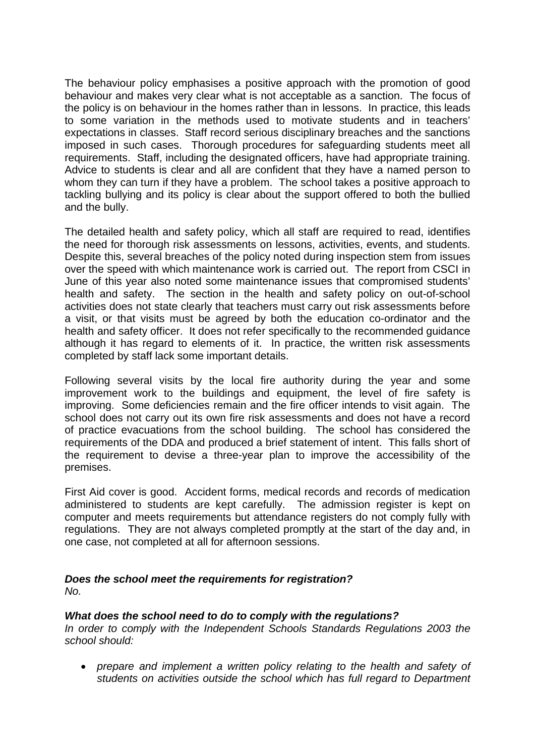The behaviour policy emphasises a positive approach with the promotion of good behaviour and makes very clear what is not acceptable as a sanction. The focus of the policy is on behaviour in the homes rather than in lessons. In practice, this leads to some variation in the methods used to motivate students and in teachers' expectations in classes. Staff record serious disciplinary breaches and the sanctions imposed in such cases. Thorough procedures for safeguarding students meet all requirements. Staff, including the designated officers, have had appropriate training. Advice to students is clear and all are confident that they have a named person to whom they can turn if they have a problem. The school takes a positive approach to tackling bullying and its policy is clear about the support offered to both the bullied and the bully.

The detailed health and safety policy, which all staff are required to read, identifies the need for thorough risk assessments on lessons, activities, events, and students. Despite this, several breaches of the policy noted during inspection stem from issues over the speed with which maintenance work is carried out. The report from CSCI in June of this year also noted some maintenance issues that compromised students' health and safety. The section in the health and safety policy on out-of-school activities does not state clearly that teachers must carry out risk assessments before a visit, or that visits must be agreed by both the education co-ordinator and the health and safety officer. It does not refer specifically to the recommended guidance although it has regard to elements of it. In practice, the written risk assessments completed by staff lack some important details.

Following several visits by the local fire authority during the year and some improvement work to the buildings and equipment, the level of fire safety is improving. Some deficiencies remain and the fire officer intends to visit again. The school does not carry out its own fire risk assessments and does not have a record of practice evacuations from the school building. The school has considered the requirements of the DDA and produced a brief statement of intent. This falls short of the requirement to devise a three-year plan to improve the accessibility of the premises.

First Aid cover is good. Accident forms, medical records and records of medication administered to students are kept carefully. The admission register is kept on computer and meets requirements but attendance registers do not comply fully with regulations. They are not always completed promptly at the start of the day and, in one case, not completed at all for afternoon sessions.

***Does the school meet the requirements for registration?***
*No.*

***What does the school need to do to comply with the regulations?***
*In order to comply with the Independent Schools Standards Regulations 2003 the school should:*

- *prepare and implement a written policy relating to the health and safety of students on activities outside the school which has full regard to Department*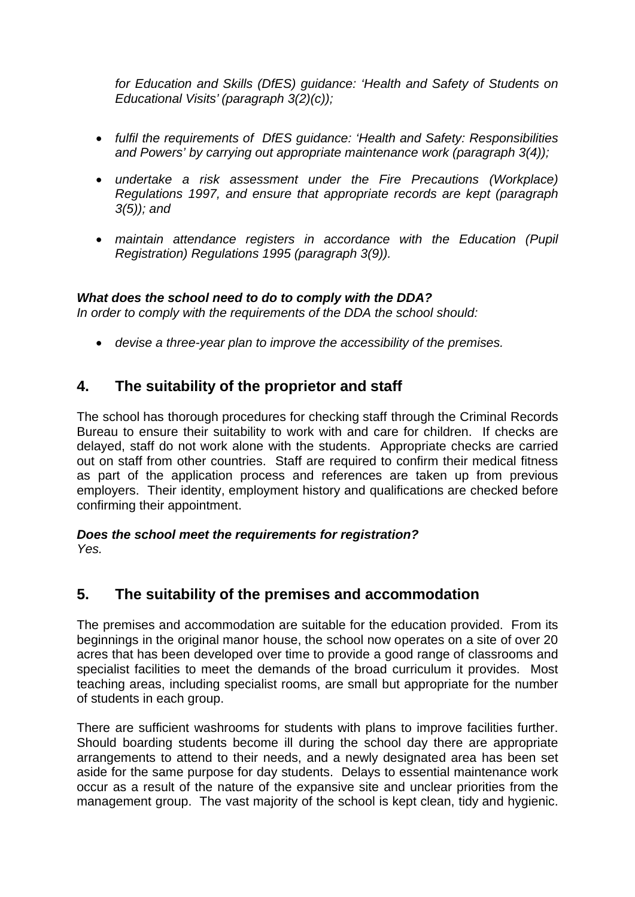*for Education and Skills (DfES) guidance: 'Health and Safety of Students on Educational Visits' (paragraph 3(2)(c));*

- *fulfil the requirements of DfES guidance: 'Health and Safety: Responsibilities and Powers' by carrying out appropriate maintenance work (paragraph 3(4));*
- *undertake a risk assessment under the Fire Precautions (Workplace) Regulations 1997, and ensure that appropriate records are kept (paragraph 3(5)); and*
- *maintain attendance registers in accordance with the Education (Pupil Registration) Regulations 1995 (paragraph 3(9)).*

***What does the school need to do to comply with the DDA?***
*In order to comply with the requirements of the DDA the school should:*

- *devise a three-year plan to improve the accessibility of the premises.*

## 4. The suitability of the proprietor and staff

The school has thorough procedures for checking staff through the Criminal Records Bureau to ensure their suitability to work with and care for children. If checks are delayed, staff do not work alone with the students. Appropriate checks are carried out on staff from other countries. Staff are required to confirm their medical fitness as part of the application process and references are taken up from previous employers. Their identity, employment history and qualifications are checked before confirming their appointment.

***Does the school meet the requirements for registration?***
*Yes.*

## 5. The suitability of the premises and accommodation

The premises and accommodation are suitable for the education provided. From its beginnings in the original manor house, the school now operates on a site of over 20 acres that has been developed over time to provide a good range of classrooms and specialist facilities to meet the demands of the broad curriculum it provides. Most teaching areas, including specialist rooms, are small but appropriate for the number of students in each group.

There are sufficient washrooms for students with plans to improve facilities further. Should boarding students become ill during the school day there are appropriate arrangements to attend to their needs, and a newly designated area has been set aside for the same purpose for day students. Delays to essential maintenance work occur as a result of the nature of the expansive site and unclear priorities from the management group. The vast majority of the school is kept clean, tidy and hygienic.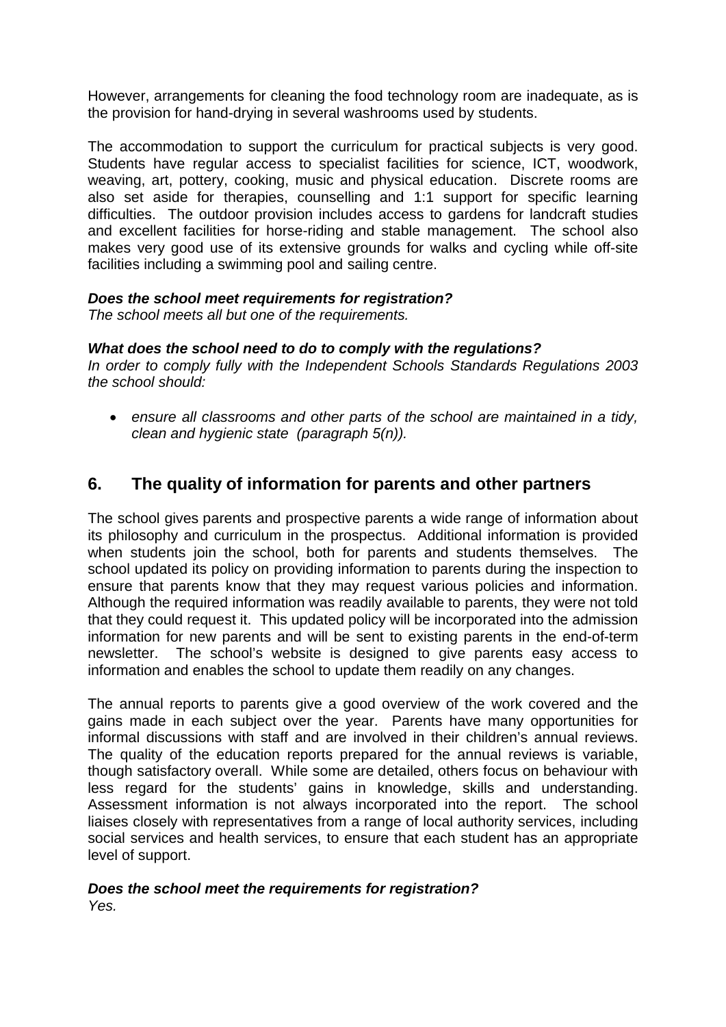However, arrangements for cleaning the food technology room are inadequate, as is the provision for hand-drying in several washrooms used by students.

The accommodation to support the curriculum for practical subjects is very good. Students have regular access to specialist facilities for science, ICT, woodwork, weaving, art, pottery, cooking, music and physical education. Discrete rooms are also set aside for therapies, counselling and 1:1 support for specific learning difficulties. The outdoor provision includes access to gardens for landcraft studies and excellent facilities for horse-riding and stable management. The school also makes very good use of its extensive grounds for walks and cycling while off-site facilities including a swimming pool and sailing centre.

***Does the school meet requirements for registration?***

*The school meets all but one of the requirements.*

***What does the school need to do to comply with the regulations?***

*In order to comply fully with the Independent Schools Standards Regulations 2003 the school should:*

- *ensure all classrooms and other parts of the school are maintained in a tidy, clean and hygienic state (paragraph 5(n)).*

## 6. The quality of information for parents and other partners

The school gives parents and prospective parents a wide range of information about its philosophy and curriculum in the prospectus. Additional information is provided when students join the school, both for parents and students themselves. The school updated its policy on providing information to parents during the inspection to ensure that parents know that they may request various policies and information. Although the required information was readily available to parents, they were not told that they could request it. This updated policy will be incorporated into the admission information for new parents and will be sent to existing parents in the end-of-term newsletter. The school's website is designed to give parents easy access to information and enables the school to update them readily on any changes.

The annual reports to parents give a good overview of the work covered and the gains made in each subject over the year. Parents have many opportunities for informal discussions with staff and are involved in their children's annual reviews. The quality of the education reports prepared for the annual reviews is variable, though satisfactory overall. While some are detailed, others focus on behaviour with less regard for the students' gains in knowledge, skills and understanding. Assessment information is not always incorporated into the report. The school liaises closely with representatives from a range of local authority services, including social services and health services, to ensure that each student has an appropriate level of support.

***Does the school meet the requirements for registration?***

*Yes.*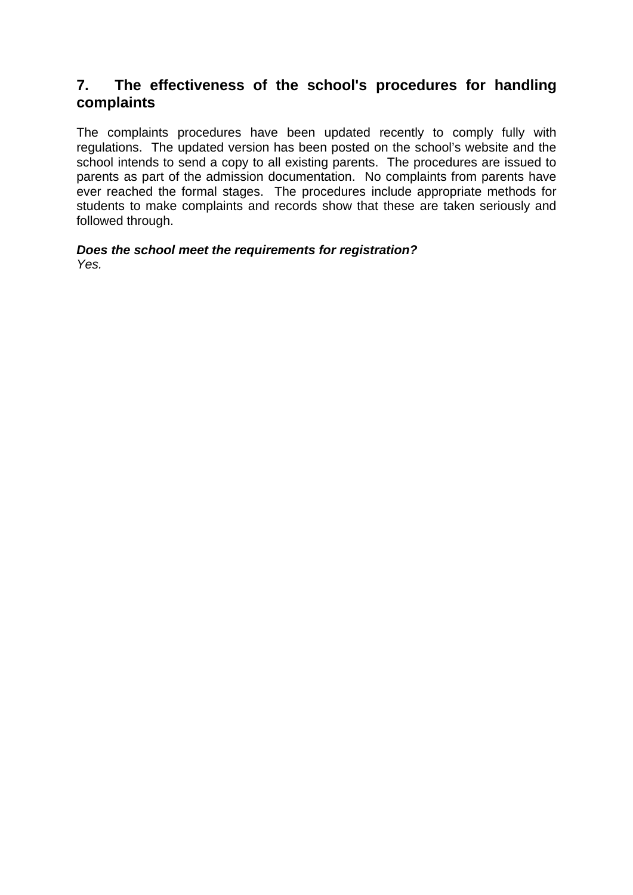## 7. The effectiveness of the school's procedures for handling complaints

The complaints procedures have been updated recently to comply fully with regulations. The updated version has been posted on the school’s website and the school intends to send a copy to all existing parents. The procedures are issued to parents as part of the admission documentation. No complaints from parents have ever reached the formal stages. The procedures include appropriate methods for students to make complaints and records show that these are taken seriously and followed through.

***Does the school meet the requirements for registration?***
*Yes.*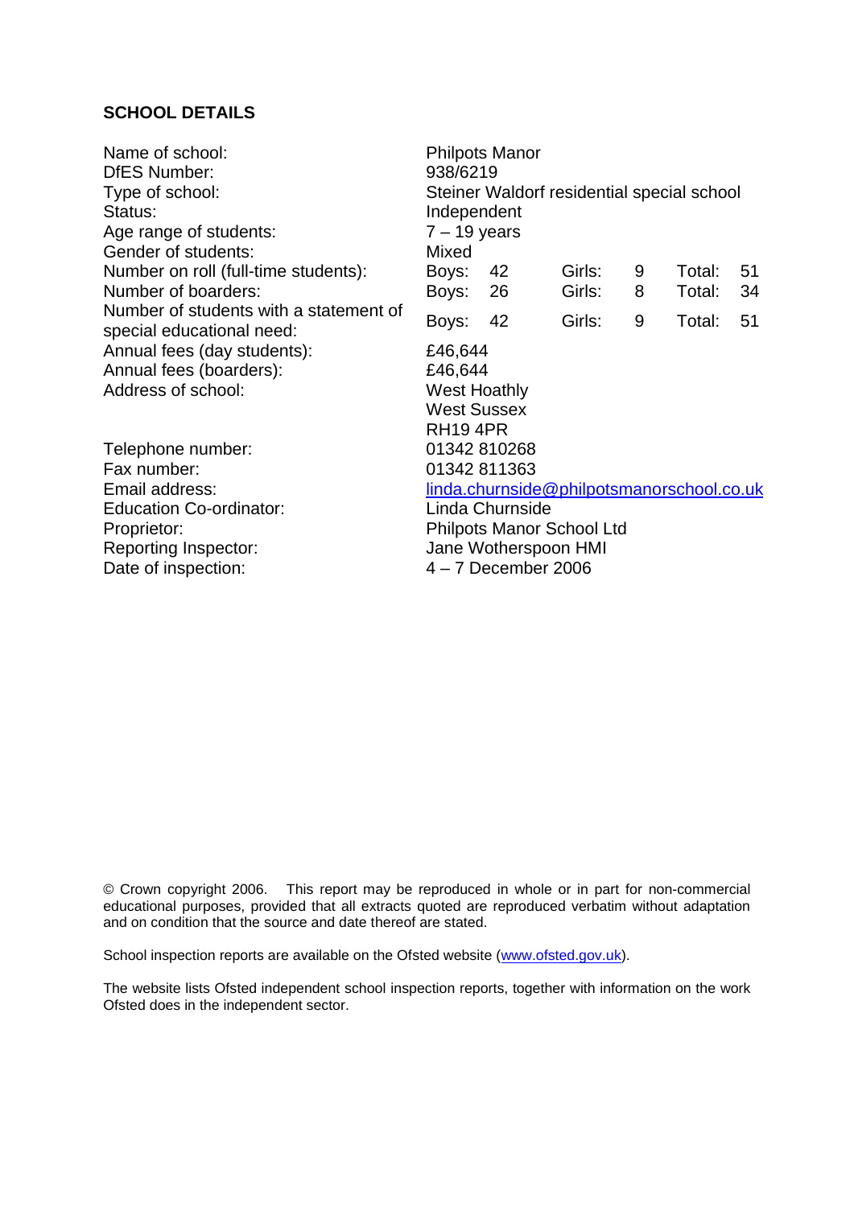**SCHOOL DETAILS**

| | | | | | | |
|---|---|---|---|---|---|---|
| Name of school: | Philpots Manor | | | | | |
| DfES Number: | 938/6219 | | | | | |
| Type of school: | Steiner Waldorf residential special school | | | | | |
| Status: | Independent | | | | | |
| Age range of students: | 7 – 19 years | | | | | |
| Gender of students: | Mixed | | | | | |
| Number on roll (full-time students): | Boys: 42 | | Girls: 9 | | Total: 51 | |
| Number of boarders: | Boys: 26 | | Girls: 8 | | Total: 34 | |
| Number of students with a statement of special educational need: | Boys: 42 | | Girls: 9 | | Total: 51 | |
| Annual fees (day students): | £46,644 | | | | | |
| Annual fees (boarders): | £46,644 | | | | | |
| Address of school: | West Hoathly<br>West Sussex<br>RH19 4PR | | | | | |
| Telephone number: | 01342 810268 | | | | | |
| Fax number: | 01342 811363 | | | | | |
| Email address: | linda.churnside@philpotsmanorschool.co.uk | | | | | |
| Education Co-ordinator: | Linda Churnside | | | | | |
| Proprietor: | Philpots Manor School Ltd | | | | | |
| Reporting Inspector: | Jane Wotherspoon HMI | | | | | |
| Date of inspection: | 4 – 7 December 2006 | | | | | |

© Crown copyright 2006. This report may be reproduced in whole or in part for non-commercial educational purposes, provided that all extracts quoted are reproduced verbatim without adaptation and on condition that the source and date thereof are stated.

School inspection reports are available on the Ofsted website (www.ofsted.gov.uk).

The website lists Ofsted independent school inspection reports, together with information on the work Ofsted does in the independent sector.